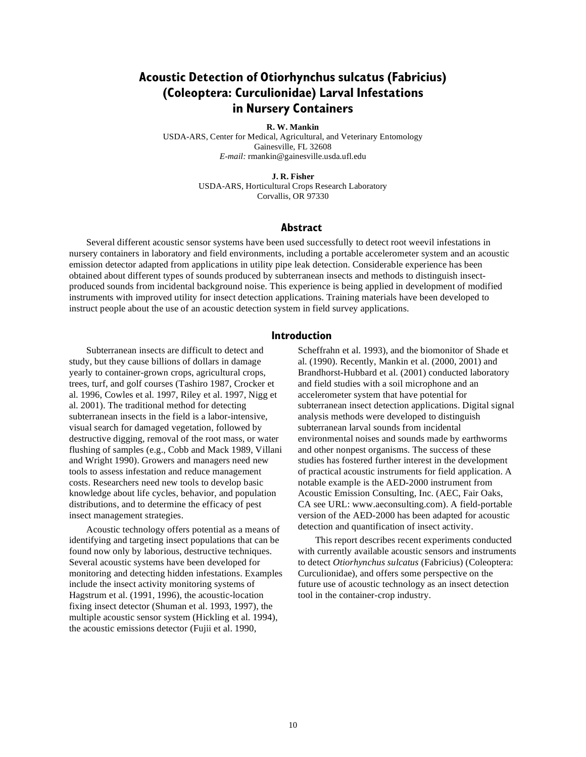# Acoustic Detection of Otiorhynchus sulcatus (Fabricius) (Coleoptera: Curculionidae) Larval Infestations in Nursery Containers

**R. W. Mankin**
USDA-ARS, Center for Medical, Agricultural, and Veterinary Entomology
Gainesville, FL 32608
*E-mail:* rmankin@gainesville.usda.ufl.edu

**J. R. Fisher**
USDA-ARS, Horticultural Crops Research Laboratory
Corvallis, OR 97330

## Abstract

Several different acoustic sensor systems have been used successfully to detect root weevil infestations in nursery containers in laboratory and field environments, including a portable accelerometer system and an acoustic emission detector adapted from applications in utility pipe leak detection. Considerable experience has been obtained about different types of sounds produced by subterranean insects and methods to distinguish insect-produced sounds from incidental background noise. This experience is being applied in development of modified instruments with improved utility for insect detection applications. Training materials have been developed to instruct people about the use of an acoustic detection system in field survey applications.

## Introduction

Subterranean insects are difficult to detect and study, but they cause billions of dollars in damage yearly to container-grown crops, agricultural crops, trees, turf, and golf courses (Tashiro 1987, Crocker et al. 1996, Cowles et al. 1997, Riley et al. 1997, Nigg et al. 2001). The traditional method for detecting subterranean insects in the field is a labor-intensive, visual search for damaged vegetation, followed by destructive digging, removal of the root mass, or water flushing of samples (e.g., Cobb and Mack 1989, Villani and Wright 1990). Growers and managers need new tools to assess infestation and reduce management costs. Researchers need new tools to develop basic knowledge about life cycles, behavior, and population distributions, and to determine the efficacy of pest insect management strategies.

Acoustic technology offers potential as a means of identifying and targeting insect populations that can be found now only by laborious, destructive techniques. Several acoustic systems have been developed for monitoring and detecting hidden infestations. Examples include the insect activity monitoring systems of Hagstrum et al. (1991, 1996), the acoustic-location fixing insect detector (Shuman et al. 1993, 1997), the multiple acoustic sensor system (Hickling et al. 1994), the acoustic emissions detector (Fujii et al. 1990, Scheffrahn et al. 1993), and the biomonitor of Shade et al. (1990). Recently, Mankin et al. (2000, 2001) and Brandhorst-Hubbard et al. (2001) conducted laboratory and field studies with a soil microphone and an accelerometer system that have potential for subterranean insect detection applications. Digital signal analysis methods were developed to distinguish subterranean larval sounds from incidental environmental noises and sounds made by earthworms and other nonpest organisms. The success of these studies has fostered further interest in the development of practical acoustic instruments for field application. A notable example is the AED-2000 instrument from Acoustic Emission Consulting, Inc. (AEC, Fair Oaks, CA see URL: www.aeconsulting.com). A field-portable version of the AED-2000 has been adapted for acoustic detection and quantification of insect activity.

This report describes recent experiments conducted with currently available acoustic sensors and instruments to detect *Otiorhynchus sulcatus* (Fabricius) (Coleoptera: Curculionidae), and offers some perspective on the future use of acoustic technology as an insect detection tool in the container-crop industry.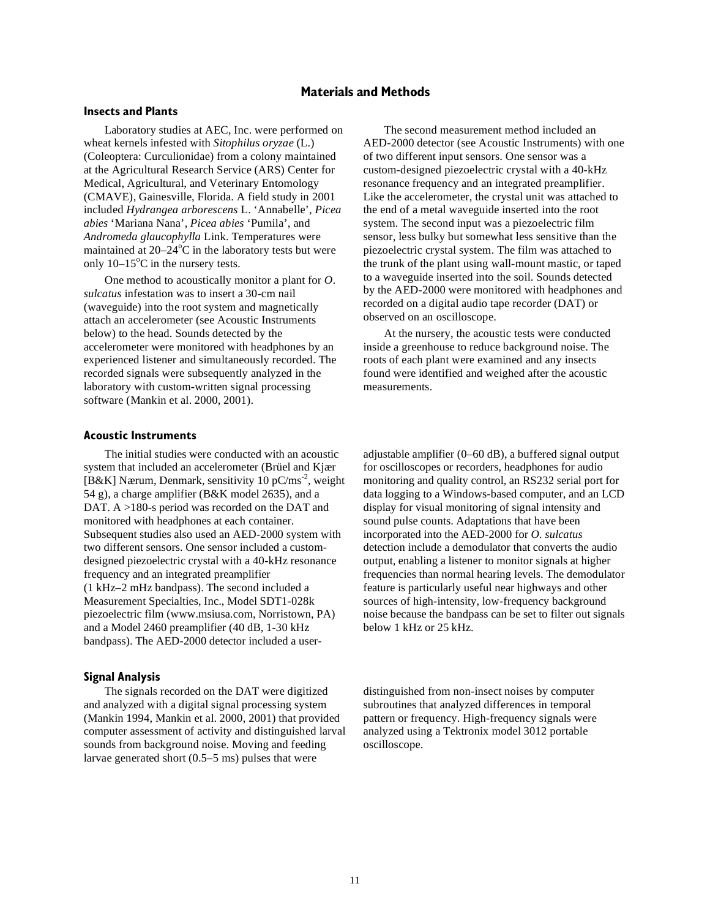## Materials and Methods

### Insects and Plants

Laboratory studies at AEC, Inc. were performed on wheat kernels infested with *Sitophilus oryzae* (L.) (Coleoptera: Curculionidae) from a colony maintained at the Agricultural Research Service (ARS) Center for Medical, Agricultural, and Veterinary Entomology (CMAVE), Gainesville, Florida. A field study in 2001 included *Hydrangea arborescens* L. 'Annabelle', *Picea abies* 'Mariana Nana', *Picea abies* 'Pumila', and *Andromeda glaucophylla* Link. Temperatures were maintained at 20–24°C in the laboratory tests but were only 10–15°C in the nursery tests.

One method to acoustically monitor a plant for *O. sulcatus* infestation was to insert a 30-cm nail (waveguide) into the root system and magnetically attach an accelerometer (see Acoustic Instruments below) to the head. Sounds detected by the accelerometer were monitored with headphones by an experienced listener and simultaneously recorded. The recorded signals were subsequently analyzed in the laboratory with custom-written signal processing software (Mankin et al. 2000, 2001).

The second measurement method included an AED-2000 detector (see Acoustic Instruments) with one of two different input sensors. One sensor was a custom-designed piezoelectric crystal with a 40-kHz resonance frequency and an integrated preamplifier. Like the accelerometer, the crystal unit was attached to the end of a metal waveguide inserted into the root system. The second input was a piezoelectric film sensor, less bulky but somewhat less sensitive than the piezoelectric crystal system. The film was attached to the trunk of the plant using wall-mount mastic, or taped to a waveguide inserted into the soil. Sounds detected by the AED-2000 were monitored with headphones and recorded on a digital audio tape recorder (DAT) or observed on an oscilloscope.

At the nursery, the acoustic tests were conducted inside a greenhouse to reduce background noise. The roots of each plant were examined and any insects found were identified and weighed after the acoustic measurements.

### Acoustic Instruments

The initial studies were conducted with an acoustic system that included an accelerometer (Brüel and Kjær [B&K] Nærum, Denmark, sensitivity 10 pC/ms$^{-2}$, weight 54 g), a charge amplifier (B&K model 2635), and a DAT. A >180-s period was recorded on the DAT and monitored with headphones at each container. Subsequent studies also used an AED-2000 system with two different sensors. One sensor included a custom-designed piezoelectric crystal with a 40-kHz resonance frequency and an integrated preamplifier (1 kHz–2 mHz bandpass). The second included a Measurement Specialties, Inc., Model SDT1-028k piezoelectric film (www.msiusa.com, Norristown, PA) and a Model 2460 preamplifier (40 dB, 1-30 kHz bandpass). The AED-2000 detector included a user-adjustable amplifier (0–60 dB), a buffered signal output for oscilloscopes or recorders, headphones for audio monitoring and quality control, an RS232 serial port for data logging to a Windows-based computer, and an LCD display for visual monitoring of signal intensity and sound pulse counts. Adaptations that have been incorporated into the AED-2000 for *O. sulcatus* detection include a demodulator that converts the audio output, enabling a listener to monitor signals at higher frequencies than normal hearing levels. The demodulator feature is particularly useful near highways and other sources of high-intensity, low-frequency background noise because the bandpass can be set to filter out signals below 1 kHz or 25 kHz.

### Signal Analysis

The signals recorded on the DAT were digitized and analyzed with a digital signal processing system (Mankin 1994, Mankin et al. 2000, 2001) that provided computer assessment of activity and distinguished larval sounds from background noise. Moving and feeding larvae generated short (0.5–5 ms) pulses that were distinguished from non-insect noises by computer subroutines that analyzed differences in temporal pattern or frequency. High-frequency signals were analyzed using a Tektronix model 3012 portable oscilloscope.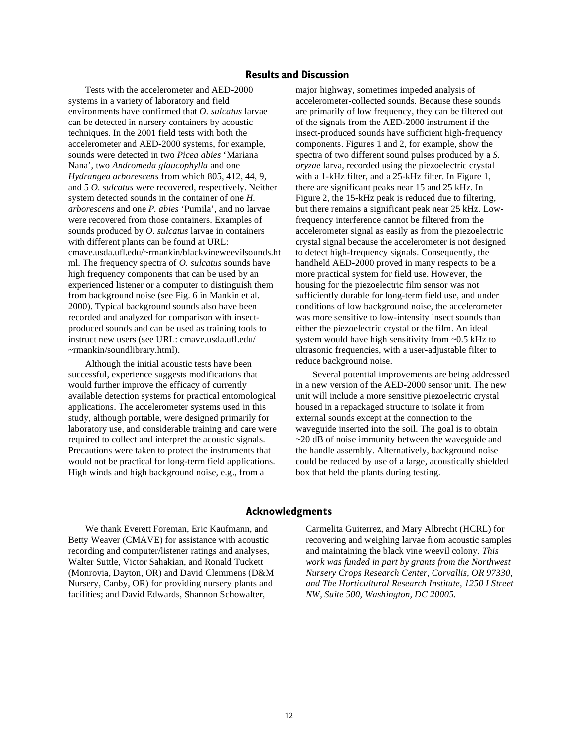## Results and Discussion

Tests with the accelerometer and AED-2000 systems in a variety of laboratory and field environments have confirmed that *O. sulcatus* larvae can be detected in nursery containers by acoustic techniques. In the 2001 field tests with both the accelerometer and AED-2000 systems, for example, sounds were detected in two *Picea abies* 'Mariana Nana', two *Andromeda glaucophylla* and one *Hydrangea arborescens* from which 805, 412, 44, 9, and 5 *O. sulcatus* were recovered, respectively. Neither system detected sounds in the container of one *H. arborescens* and one *P. abies* 'Pumila', and no larvae were recovered from those containers. Examples of sounds produced by *O. sulcatus* larvae in containers with different plants can be found at URL: cmave.usda.ufl.edu/~rmankin/blackvineweevilsounds.html. The frequency spectra of *O. sulcatus* sounds have high frequency components that can be used by an experienced listener or a computer to distinguish them from background noise (see Fig. 6 in Mankin et al. 2000). Typical background sounds also have been recorded and analyzed for comparison with insect-produced sounds and can be used as training tools to instruct new users (see URL: cmave.usda.ufl.edu/~rmankin/soundlibrary.html).

Although the initial acoustic tests have been successful, experience suggests modifications that would further improve the efficacy of currently available detection systems for practical entomological applications. The accelerometer systems used in this study, although portable, were designed primarily for laboratory use, and considerable training and care were required to collect and interpret the acoustic signals. Precautions were taken to protect the instruments that would not be practical for long-term field applications. High winds and high background noise, e.g., from a major highway, sometimes impeded analysis of accelerometer-collected sounds. Because these sounds are primarily of low frequency, they can be filtered out of the signals from the AED-2000 instrument if the insect-produced sounds have sufficient high-frequency components. Figures 1 and 2, for example, show the spectra of two different sound pulses produced by a *S. oryzae* larva, recorded using the piezoelectric crystal with a 1-kHz filter, and a 25-kHz filter. In Figure 1, there are significant peaks near 15 and 25 kHz. In Figure 2, the 15-kHz peak is reduced due to filtering, but there remains a significant peak near 25 kHz. Low-frequency interference cannot be filtered from the accelerometer signal as easily as from the piezoelectric crystal signal because the accelerometer is not designed to detect high-frequency signals. Consequently, the handheld AED-2000 proved in many respects to be a more practical system for field use. However, the housing for the piezoelectric film sensor was not sufficiently durable for long-term field use, and under conditions of low background noise, the accelerometer was more sensitive to low-intensity insect sounds than either the piezoelectric crystal or the film. An ideal system would have high sensitivity from ~0.5 kHz to ultrasonic frequencies, with a user-adjustable filter to reduce background noise.

Several potential improvements are being addressed in a new version of the AED-2000 sensor unit. The new unit will include a more sensitive piezoelectric crystal housed in a repackaged structure to isolate it from external sounds except at the connection to the waveguide inserted into the soil. The goal is to obtain ~20 dB of noise immunity between the waveguide and the handle assembly. Alternatively, background noise could be reduced by use of a large, acoustically shielded box that held the plants during testing.

## Acknowledgments

We thank Everett Foreman, Eric Kaufmann, and Betty Weaver (CMAVE) for assistance with acoustic recording and computer/listener ratings and analyses, Walter Suttle, Victor Sahakian, and Ronald Tuckett (Monrovia, Dayton, OR) and David Clemmens (D&M Nursery, Canby, OR) for providing nursery plants and facilities; and David Edwards, Shannon Schowalter, Carmelita Guiterrez, and Mary Albrecht (HCRL) for recovering and weighing larvae from acoustic samples and maintaining the black vine weevil colony. *This work was funded in part by grants from the Northwest Nursery Crops Research Center, Corvallis, OR 97330, and The Horticultural Research Institute, 1250 I Street NW, Suite 500, Washington, DC 20005.*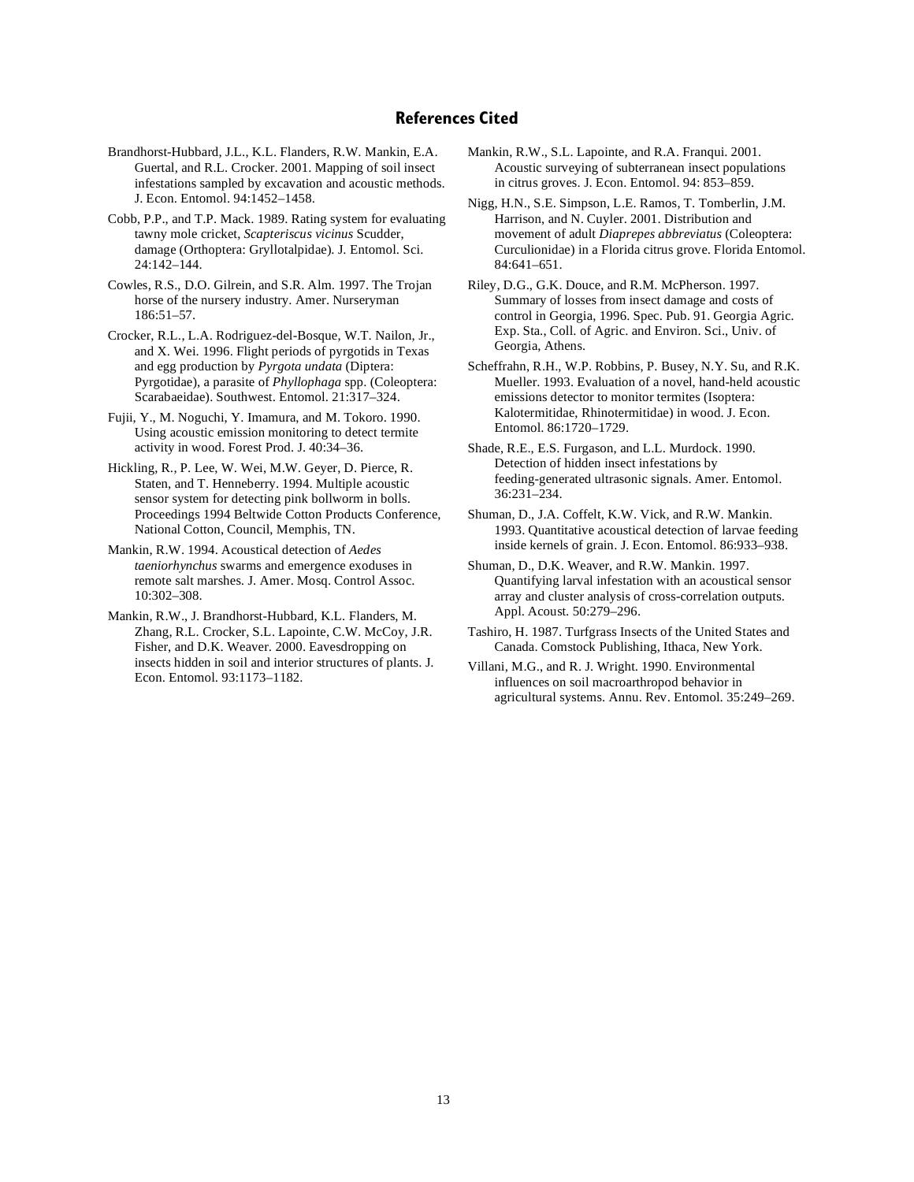## References Cited

Brandhorst-Hubbard, J.L., K.L. Flanders, R.W. Mankin, E.A. Guertal, and R.L. Crocker. 2001. Mapping of soil insect infestations sampled by excavation and acoustic methods. J. Econ. Entomol. 94:1452–1458.

Cobb, P.P., and T.P. Mack. 1989. Rating system for evaluating tawny mole cricket, *Scapteriscus vicinus* Scudder, damage (Orthoptera: Gryllotalpidae). J. Entomol. Sci. 24:142–144.

Cowles, R.S., D.O. Gilrein, and S.R. Alm. 1997. The Trojan horse of the nursery industry. Amer. Nurseryman 186:51–57.

Crocker, R.L., L.A. Rodriguez-del-Bosque, W.T. Nailon, Jr., and X. Wei. 1996. Flight periods of pyrgotids in Texas and egg production by *Pyrgota undata* (Diptera: Pyrgotidae), a parasite of *Phyllophaga* spp. (Coleoptera: Scarabaeidae). Southwest. Entomol. 21:317–324.

Fujii, Y., M. Noguchi, Y. Imamura, and M. Tokoro. 1990. Using acoustic emission monitoring to detect termite activity in wood. Forest Prod. J. 40:34–36.

Hickling, R., P. Lee, W. Wei, M.W. Geyer, D. Pierce, R. Staten, and T. Henneberry. 1994. Multiple acoustic sensor system for detecting pink bollworm in bolls. Proceedings 1994 Beltwide Cotton Products Conference, National Cotton, Council, Memphis, TN.

Mankin, R.W. 1994. Acoustical detection of *Aedes taeniorhynchus* swarms and emergence exoduses in remote salt marshes. J. Amer. Mosq. Control Assoc. 10:302–308.

Mankin, R.W., J. Brandhorst-Hubbard, K.L. Flanders, M. Zhang, R.L. Crocker, S.L. Lapointe, C.W. McCoy, J.R. Fisher, and D.K. Weaver. 2000. Eavesdropping on insects hidden in soil and interior structures of plants. J. Econ. Entomol. 93:1173–1182.

Mankin, R.W., S.L. Lapointe, and R.A. Franqui. 2001. Acoustic surveying of subterranean insect populations in citrus groves. J. Econ. Entomol. 94: 853–859.

Nigg, H.N., S.E. Simpson, L.E. Ramos, T. Tomberlin, J.M. Harrison, and N. Cuyler. 2001. Distribution and movement of adult *Diaprepes abbreviatus* (Coleoptera: Curculionidae) in a Florida citrus grove. Florida Entomol. 84:641–651.

Riley, D.G., G.K. Douce, and R.M. McPherson. 1997. Summary of losses from insect damage and costs of control in Georgia, 1996. Spec. Pub. 91. Georgia Agric. Exp. Sta., Coll. of Agric. and Environ. Sci., Univ. of Georgia, Athens.

Scheffrahn, R.H., W.P. Robbins, P. Busey, N.Y. Su, and R.K. Mueller. 1993. Evaluation of a novel, hand-held acoustic emissions detector to monitor termites (Isoptera: Kalotermitidae, Rhinotermitidae) in wood. J. Econ. Entomol. 86:1720–1729.

Shade, R.E., E.S. Furgason, and L.L. Murdock. 1990. Detection of hidden insect infestations by feeding-generated ultrasonic signals. Amer. Entomol. 36:231–234.

Shuman, D., J.A. Coffelt, K.W. Vick, and R.W. Mankin. 1993. Quantitative acoustical detection of larvae feeding inside kernels of grain. J. Econ. Entomol. 86:933–938.

Shuman, D., D.K. Weaver, and R.W. Mankin. 1997. Quantifying larval infestation with an acoustical sensor array and cluster analysis of cross-correlation outputs. Appl. Acoust. 50:279–296.

Tashiro, H. 1987. Turfgrass Insects of the United States and Canada. Comstock Publishing, Ithaca, New York.

Villani, M.G., and R. J. Wright. 1990. Environmental influences on soil macroarthropod behavior in agricultural systems. Annu. Rev. Entomol. 35:249–269.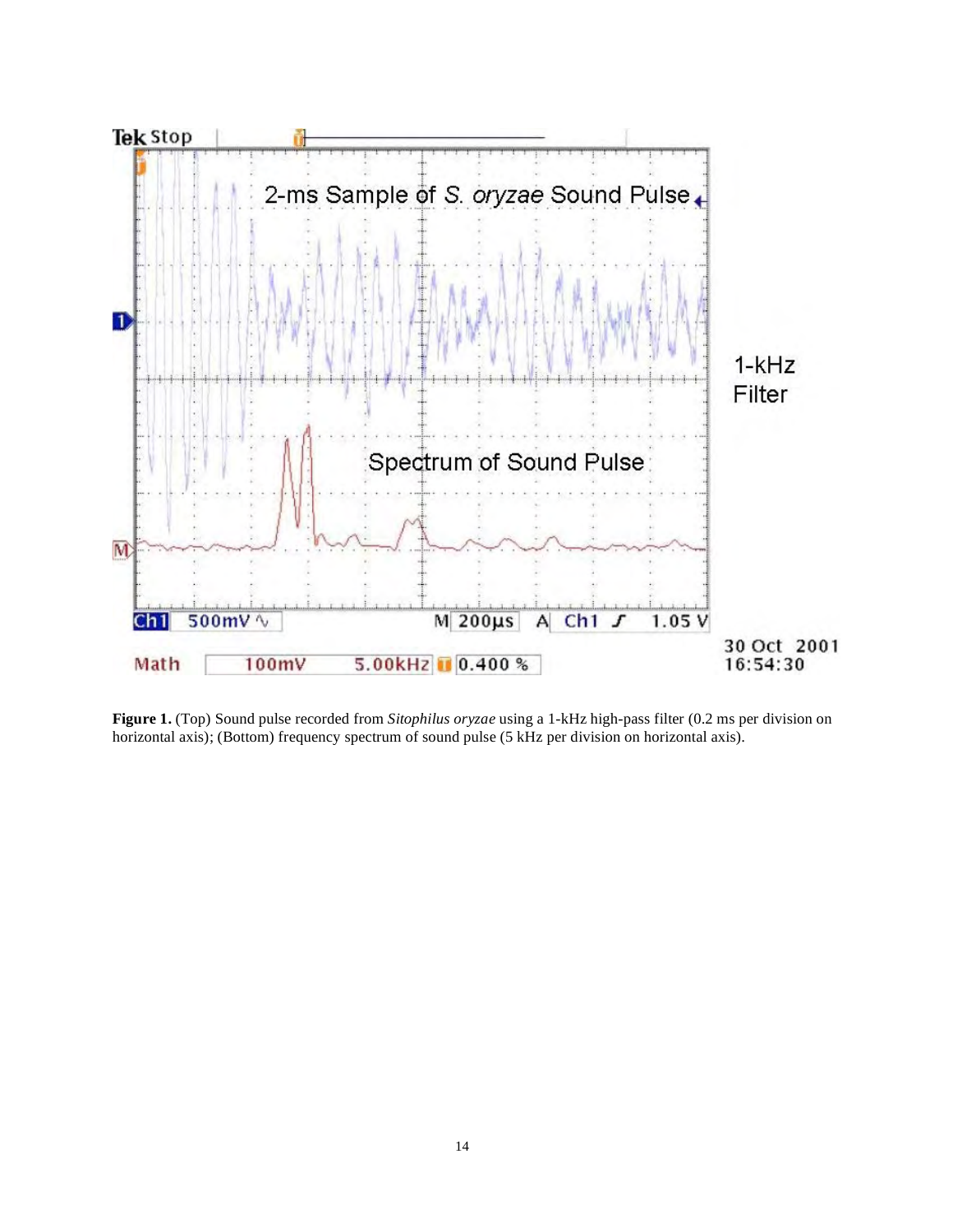**Figure 1.** (Top) Sound pulse recorded from *Sitophilus oryzae* using a 1-kHz high-pass filter (0.2 ms per division on horizontal axis); (Bottom) frequency spectrum of sound pulse (5 kHz per division on horizontal axis).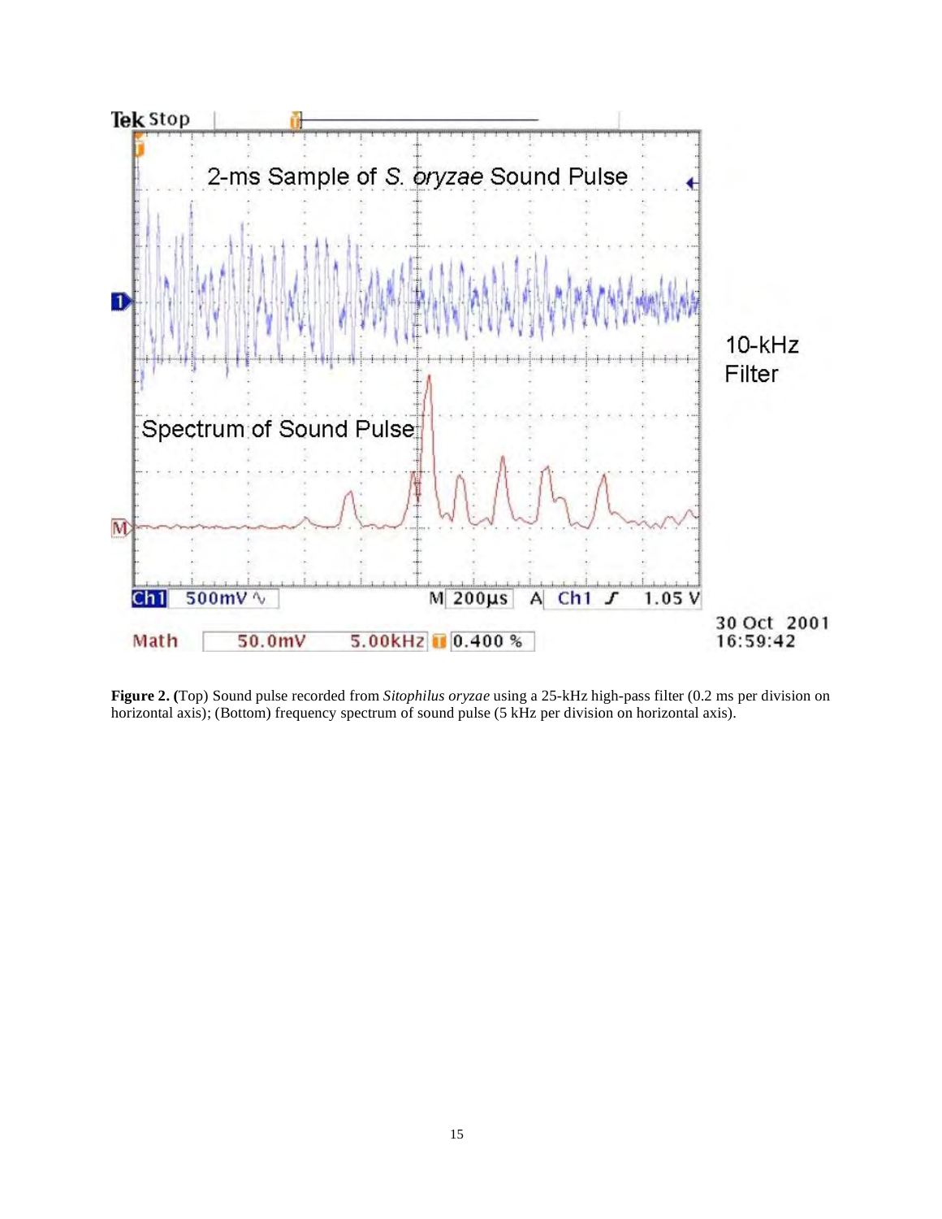Tek Stop

2-ms Sample of *S. oryzae* Sound Pulse

10-kHz Filter

Spectrum of Sound Pulse

Ch1 500mV

M 200µs A Ch1 1.05 V

Math 50.0mV 5.00kHz 0.400 %

30 Oct 2001
16:59:42

**Figure 2.** **(**Top) Sound pulse recorded from *Sitophilus oryzae* using a 25-kHz high-pass filter (0.2 ms per division on horizontal axis); (Bottom) frequency spectrum of sound pulse (5 kHz per division on horizontal axis).